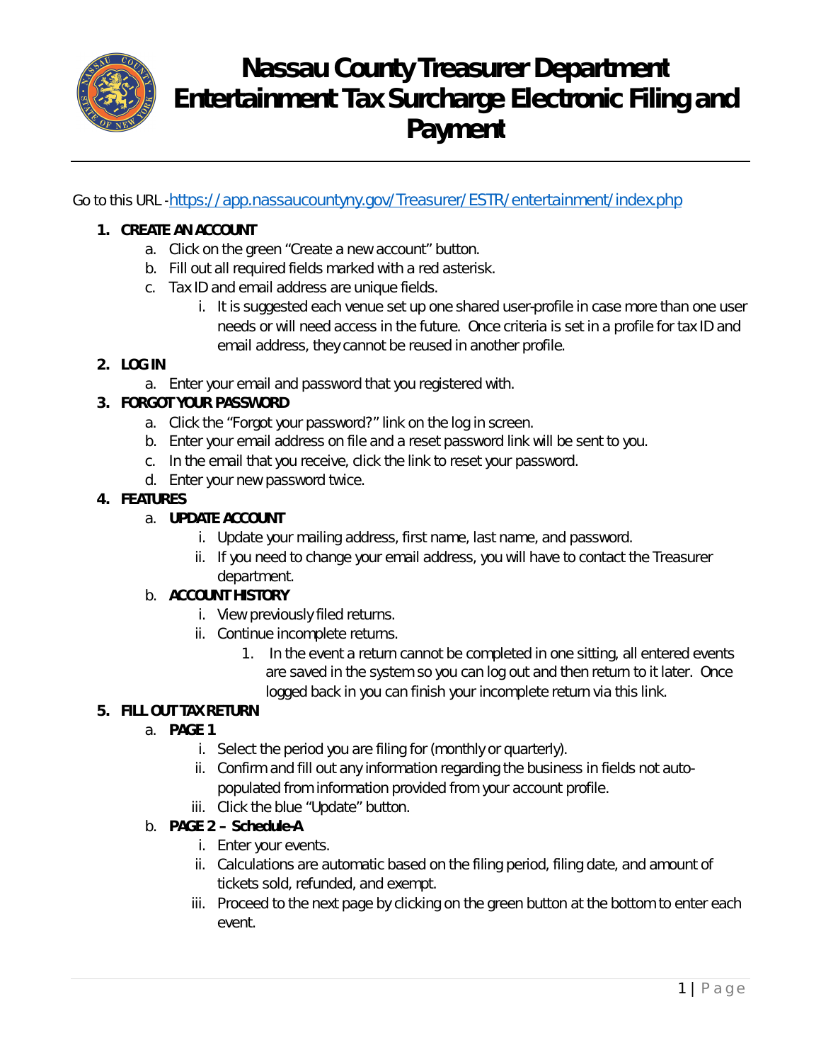# Nassau County Treasurer Department Entertainment Tax Surcharge Electronic Filing and Payment

Go to this URL - https://app.nassaucountyny.gov/Treasurer/ESTR/entertainment/index.php

1. **CREATE AN ACCOUNT**
   a. Click on the green "Create a new account" button.
   b. Fill out all required fields marked with a red asterisk.
   c. Tax ID and email address are unique fields.
      i. It is suggested each venue set up one shared user-profile in case more than one user needs or will need access in the future. Once criteria is set in a profile for tax ID and email address, they cannot be reused in another profile.
2. **LOG IN**
   a. Enter your email and password that you registered with.
3. **FORGOT YOUR PASSWORD**
   a. Click the "Forgot your password?" link on the log in screen.
   b. Enter your email address on file and a reset password link will be sent to you.
   c. In the email that you receive, click the link to reset your password.
   d. Enter your new password twice.
4. **FEATURES**
   a. **UPDATE ACCOUNT**
      i. Update your mailing address, first name, last name, and password.
      ii. If you need to change your email address, you will have to contact the Treasurer department.
   b. **ACCOUNT HISTORY**
      i. View previously filed returns.
      ii. Continue incomplete returns.
         1. In the event a return cannot be completed in one sitting, all entered events are saved in the system so you can log out and then return to it later. Once logged back in you can finish your incomplete return via this link.
5. **FILL OUT TAX RETURN**
   a. **PAGE 1**
      i. Select the period you are filing for (monthly or quarterly).
      ii. Confirm and fill out any information regarding the business in fields not auto-populated from information provided from your account profile.
      iii. Click the blue "Update" button.
   b. **PAGE 2 – Schedule-A**
      i. Enter your events.
      ii. Calculations are automatic based on the filing period, filing date, and amount of tickets sold, refunded, and exempt.
      iii. Proceed to the next page by clicking on the green button at the bottom to enter each event.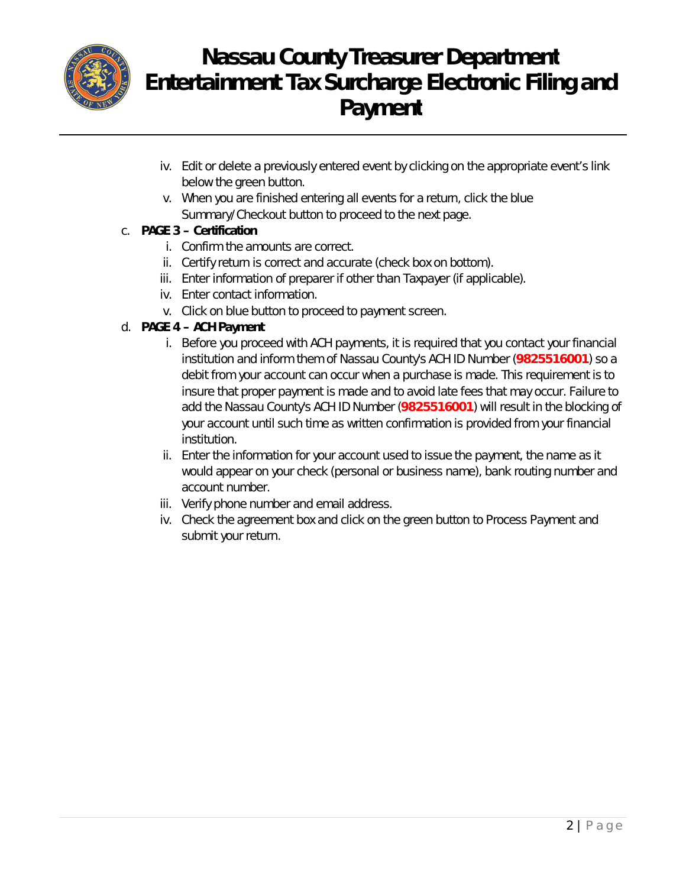iv. Edit or delete a previously entered event by clicking on the appropriate event's link below the green button.

v. When you are finished entering all events for a return, click the blue Summary/Checkout button to proceed to the next page.

c. **PAGE 3 – Certification**

   i. Confirm the amounts are correct.

   ii. Certify return is correct and accurate (check box on bottom).

   iii. Enter information of preparer if other than Taxpayer (if applicable).

   iv. Enter contact information.

   v. Click on blue button to proceed to payment screen.

d. **PAGE 4 – ACH Payment**

   i. Before you proceed with ACH payments, it is required that you contact your financial institution and inform them of Nassau County's ACH ID Number (**9825516001**) so a debit from your account can occur when a purchase is made. This requirement is to insure that proper payment is made and to avoid late fees that may occur. Failure to add the Nassau County's ACH ID Number (**9825516001**) will result in the blocking of your account until such time as written confirmation is provided from your financial institution.

   ii. Enter the information for your account used to issue the payment, the name as it would appear on your check (personal or business name), bank routing number and account number.

   iii. Verify phone number and email address.

   iv. Check the agreement box and click on the green button to Process Payment and submit your return.